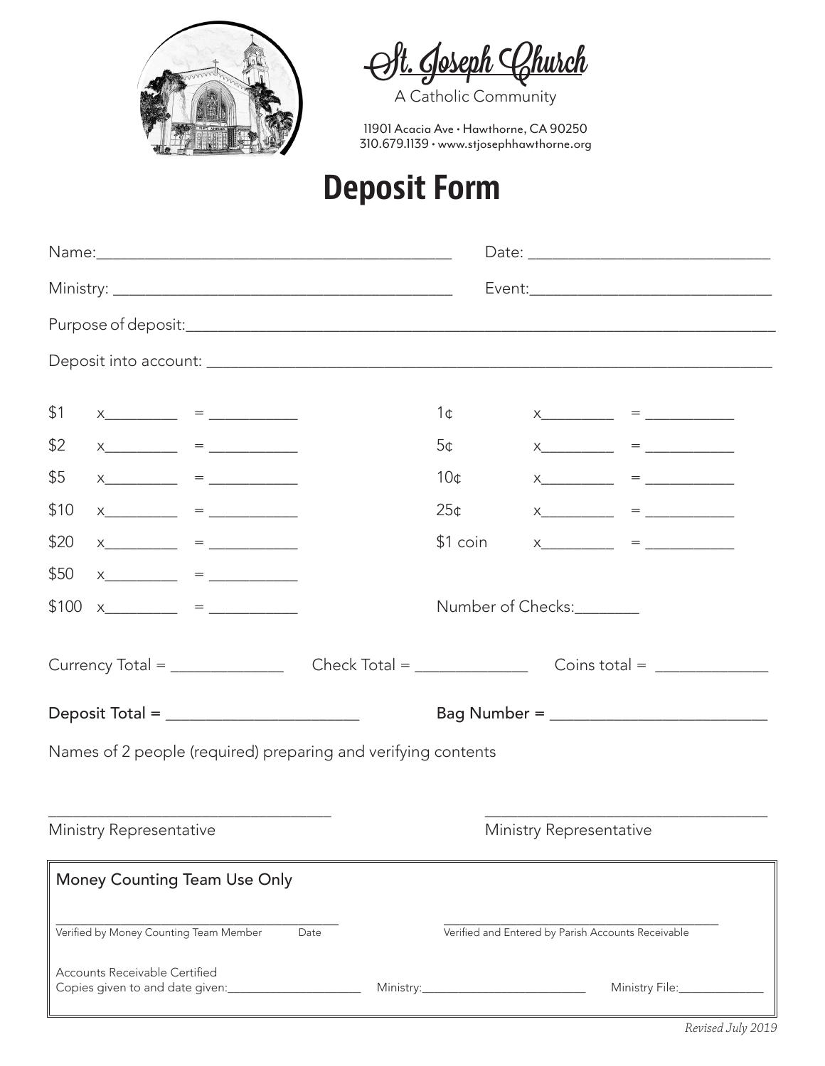# St. Joseph Church

A Catholic Community

11901 Acacia Ave • Hawthorne, CA 90250
310.679.1139 • www.stjosephhawthorne.org

# Deposit Form

Name:____________________________________________ Date: ______________________________

Ministry: ____________________________________________ Event:______________________________

Purpose of deposit:___________________________________________________________________________

Deposit into account: _________________________________________________________________________

| | | | | | |
|---|---|---|---|---|---|
| $1 | x_________ | = ___________ | 1¢ | x_________ | = ___________ |
| $2 | x_________ | = ___________ | 5¢ | x_________ | = ___________ |
| $5 | x_________ | = ___________ | 10¢ | x_________ | = ___________ |
| $10 | x_________ | = ___________ | 25¢ | x_________ | = ___________ |
| $20 | x_________ | = ___________ | $1 coin | x_________ | = ___________ |
| $50 | x_________ | = ___________ | | | |
| $100 | x_________ | = ___________ | Number of Checks:________ | | |

Currency Total = _____________ Check Total = _____________ Coins total = _____________

Deposit Total = _______________________ Bag Number = _________________________

Names of 2 people (required) preparing and verifying contents

___________________________________ ___________________________________

Ministry Representative Ministry Representative

**Money Counting Team Use Only**

_______________________________________ _______________________________________

Verified by Money Counting Team Member Date Verified and Entered by Parish Accounts Receivable

Accounts Receivable Certified
Copies given to and date given:_____________________ Ministry:__________________________ Ministry File:_____________

*Revised July 2019*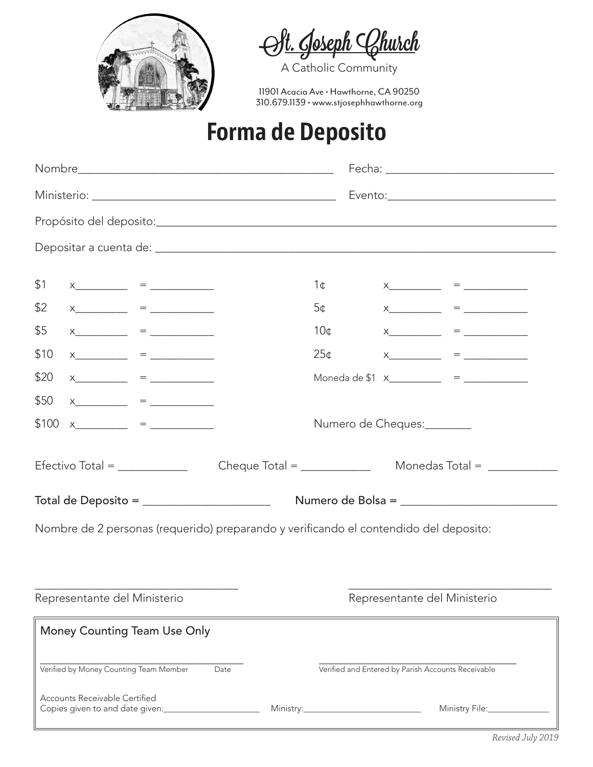St. Joseph Church

A Catholic Community

11901 Acacia Ave • Hawthorne, CA 90250
310.679.1139 • www.stjosephhawthorne.org

# Forma de Deposito

Nombre_____________________________________________ Fecha: ______________________________

Ministerio: ____________________________________________ Evento:______________________________

Propósito del deposito:______________________________________________________________________

Depositar a cuenta de: ______________________________________________________________________

| | | | | | |
|---|---|---|---|---|---|
| $1 | x_________ | = ___________ | 1¢ | x_________ | = ___________ |
| $2 | x_________ | = ___________ | 5¢ | x_________ | = ___________ |
| $5 | x_________ | = ___________ | 10¢ | x_________ | = ___________ |
| $10 | x_________ | = ___________ | 25¢ | x_________ | = ___________ |
| $20 | x_________ | = ___________ | Moneda de $1 | x_________ | = ___________ |
| $50 | x_________ | = ___________ | | | |
| $100 | x_________ | = ___________ | Numero de Cheques:________ | | |

Efectivo Total = ___________ Cheque Total = ___________ Monedas Total = ___________

**Total de Deposito = _____________________ Numero de Bolsa = __________________________**

Nombre de 2 personas (requerido) preparando y verificando el contendido del deposito:

___________________________________ Representante del Ministerio

___________________________________ Representante del Ministerio

Money Counting Team Use Only

__________________________________________ Verified by Money Counting Team Member Date

__________________________________________ Verified and Entered by Parish Accounts Receivable

Accounts Receivable Certified
Copies given to and date given:_____________________ Ministry:_________________________ Ministry File:_____________

*Revised July 2019*